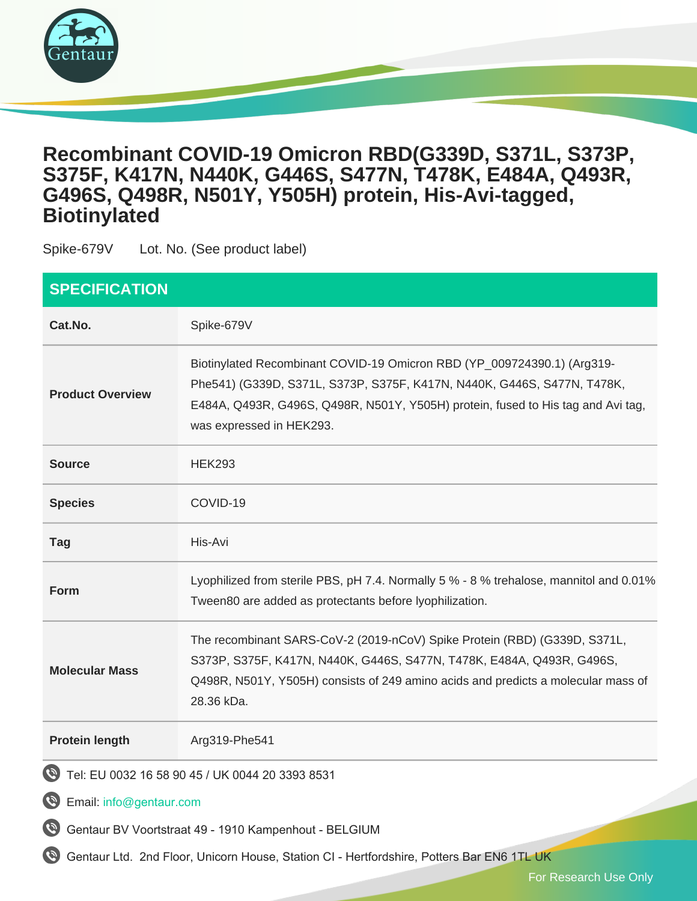# Recombinant COVID-19 Omicron RBD(G339D, S371L, S373P, S375F, K417N, N440K, G446S, S477N, T478K, E484A, Q493R, G496S, Q498R, N501Y, Y505H) protein, His-Avi-tagged, Biotinylated

Spike-679V　　Lot. No. (See product label)

## SPECIFICATION

| | |
|---|---|
| **Cat.No.** | Spike-679V |
| **Product Overview** | Biotinylated Recombinant COVID-19 Omicron RBD (YP_009724390.1) (Arg319-Phe541) (G339D, S371L, S373P, S375F, K417N, N440K, G446S, S477N, T478K, E484A, Q493R, G496S, Q498R, N501Y, Y505H) protein, fused to His tag and Avi tag, was expressed in HEK293. |
| **Source** | HEK293 |
| **Species** | COVID-19 |
| **Tag** | His-Avi |
| **Form** | Lyophilized from sterile PBS, pH 7.4. Normally 5 % - 8 % trehalose, mannitol and 0.01% Tween80 are added as protectants before lyophilization. |
| **Molecular Mass** | The recombinant SARS-CoV-2 (2019-nCoV) Spike Protein (RBD) (G339D, S371L, S373P, S375F, K417N, N440K, G446S, S477N, T478K, E484A, Q493R, G496S, Q498R, N501Y, Y505H) consists of 249 amino acids and predicts a molecular mass of 28.36 kDa. |
| **Protein length** | Arg319-Phe541 |

Tel: EU 0032 16 58 90 45 / UK 0044 20 3393 8531

Email: info@gentaur.com

Gentaur BV Voortstraat 49 - 1910 Kampenhout - BELGIUM

Gentaur Ltd. 2nd Floor, Unicorn House, Station Cl - Hertfordshire, Potters Bar EN6 1TL UK

For Research Use Only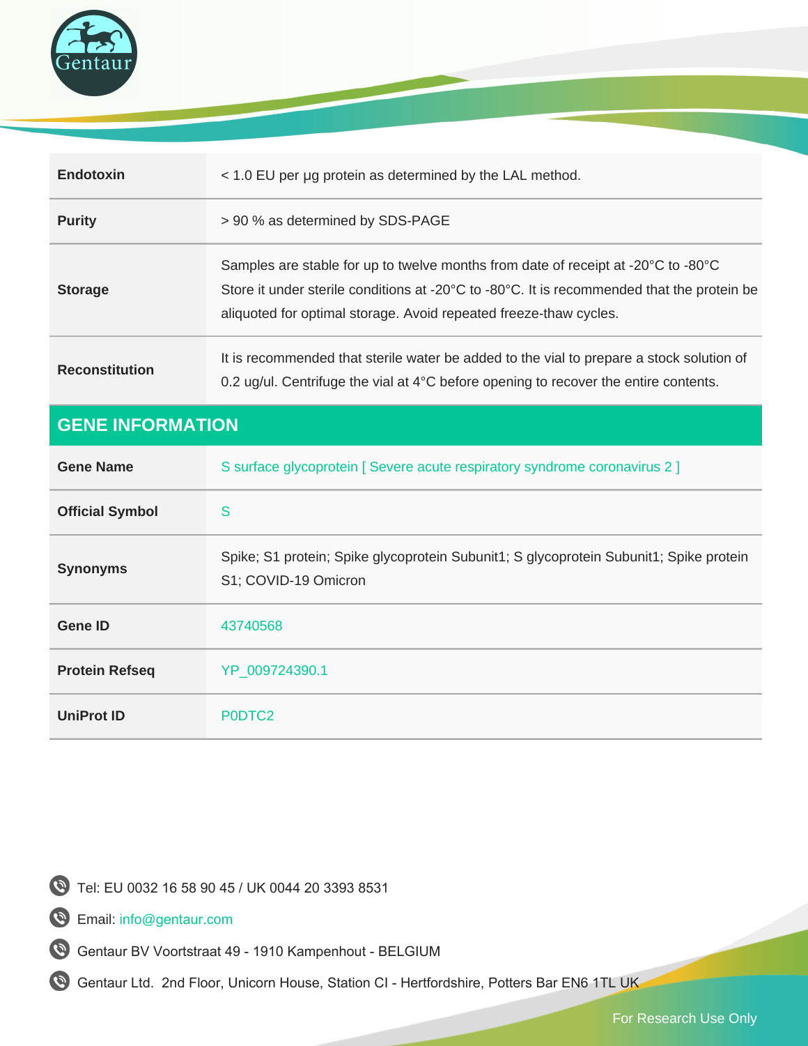| | |
|---|---|
| **Endotoxin** | < 1.0 EU per μg protein as determined by the LAL method. |
| **Purity** | > 90 % as determined by SDS-PAGE |
| **Storage** | Samples are stable for up to twelve months from date of receipt at -20°C to -80°C Store it under sterile conditions at -20°C to -80°C. It is recommended that the protein be aliquoted for optimal storage. Avoid repeated freeze-thaw cycles. |
| **Reconstitution** | It is recommended that sterile water be added to the vial to prepare a stock solution of 0.2 ug/ul. Centrifuge the vial at 4°C before opening to recover the entire contents. |

## GENE INFORMATION

| | |
|---|---|
| **Gene Name** | S surface glycoprotein [ Severe acute respiratory syndrome coronavirus 2 ] |
| **Official Symbol** | S |
| **Synonyms** | Spike; S1 protein; Spike glycoprotein Subunit1; S glycoprotein Subunit1; Spike protein S1; COVID-19 Omicron |
| **Gene ID** | 43740568 |
| **Protein Refseq** | YP_009724390.1 |
| **UniProt ID** | P0DTC2 |

Tel: EU 0032 16 58 90 45 / UK 0044 20 3393 8531

Email: info@gentaur.com

Gentaur BV Voortstraat 49 - 1910 Kampenhout - BELGIUM

Gentaur Ltd. 2nd Floor, Unicorn House, Station Cl - Hertfordshire, Potters Bar EN6 1TL UK

For Research Use Only